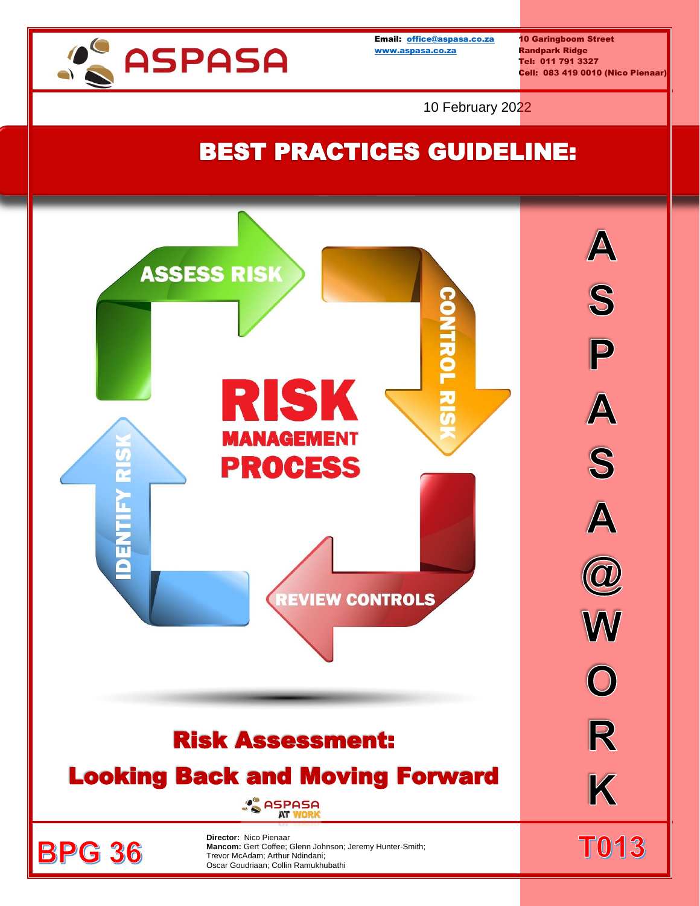ASPASA

**Email:** office@aspasa.co.za
www.aspasa.co.za

**10 Garingboom Street**
**Randpark Ridge**
**Tel: 011 791 3327**
**Cell: 083 419 0010 (Nico Pienaar)**

10 February 2022

# BEST PRACTICES GUIDELINE:

ASSESS RISK

CONTROL RISK

REVIEW CONTROLS

IDENTIFY RISK

**RISK MANAGEMENT PROCESS**

## Risk Assessment: Looking Back and Moving Forward

ASPASA AT WORK

**BPG 36**

**Director:** Nico Pienaar
**Mancom:** Gert Coffee; Glenn Johnson; Jeremy Hunter-Smith; Trevor McAdam; Arthur Ndindani; Oscar Goudriaan; Collin Ramukhubathi

ASPASA@WORK

**T013**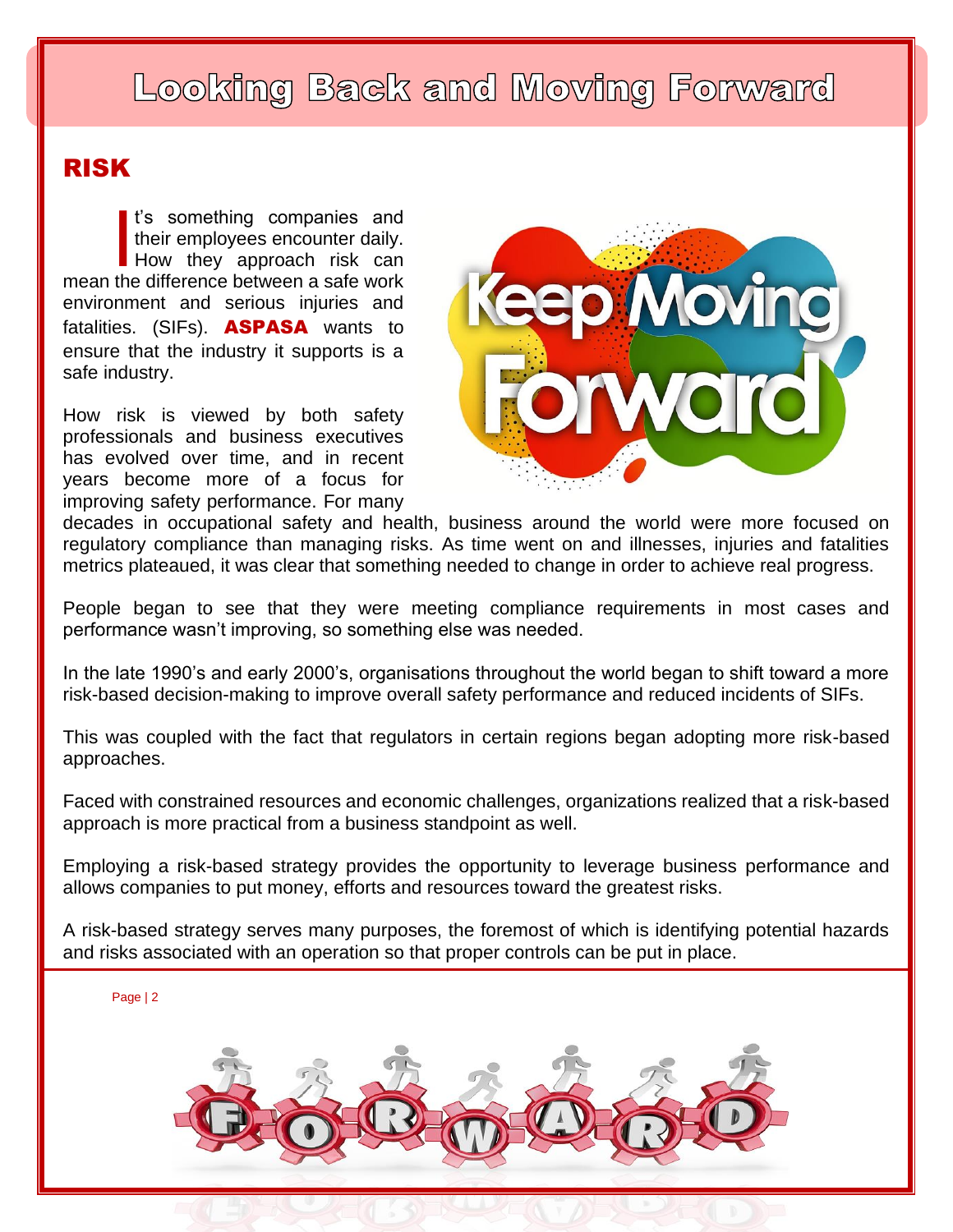# Looking Back and Moving Forward

## RISK

It's something companies and their employees encounter daily. How they approach risk can mean the difference between a safe work environment and serious injuries and fatalities. (SIFs). **ASPASA** wants to ensure that the industry it supports is a safe industry.

How risk is viewed by both safety professionals and business executives has evolved over time, and in recent years become more of a focus for improving safety performance. For many decades in occupational safety and health, business around the world were more focused on regulatory compliance than managing risks. As time went on and illnesses, injuries and fatalities metrics plateaued, it was clear that something needed to change in order to achieve real progress.

People began to see that they were meeting compliance requirements in most cases and performance wasn't improving, so something else was needed.

In the late 1990's and early 2000's, organisations throughout the world began to shift toward a more risk-based decision-making to improve overall safety performance and reduced incidents of SIFs.

This was coupled with the fact that regulators in certain regions began adopting more risk-based approaches.

Faced with constrained resources and economic challenges, organizations realized that a risk-based approach is more practical from a business standpoint as well.

Employing a risk-based strategy provides the opportunity to leverage business performance and allows companies to put money, efforts and resources toward the greatest risks.

A risk-based strategy serves many purposes, the foremost of which is identifying potential hazards and risks associated with an operation so that proper controls can be put in place.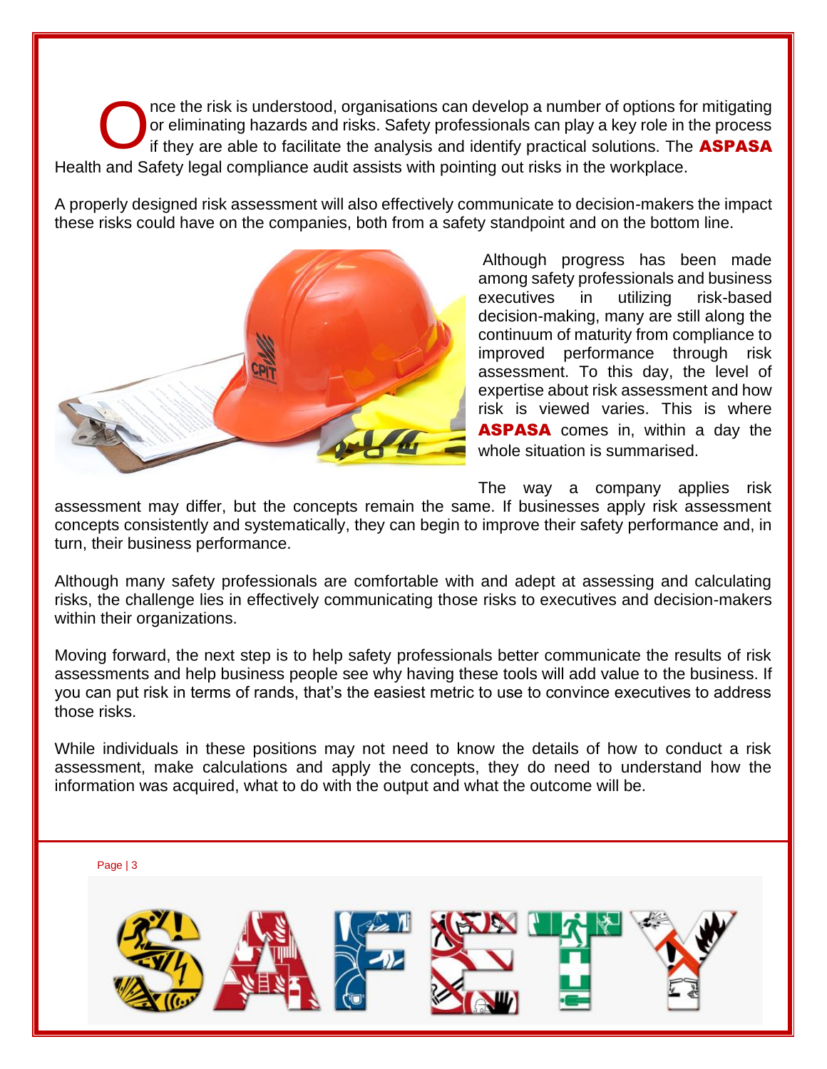Once the risk is understood, organisations can develop a number of options for mitigating or eliminating hazards and risks. Safety professionals can play a key role in the process if they are able to facilitate the analysis and identify practical solutions. The **ASPASA** Health and Safety legal compliance audit assists with pointing out risks in the workplace.

A properly designed risk assessment will also effectively communicate to decision-makers the impact these risks could have on the companies, both from a safety standpoint and on the bottom line.

Although progress has been made among safety professionals and business executives in utilizing risk-based decision-making, many are still along the continuum of maturity from compliance to improved performance through risk assessment. To this day, the level of expertise about risk assessment and how risk is viewed varies. This is where **ASPASA** comes in, within a day the whole situation is summarised.

The way a company applies risk assessment may differ, but the concepts remain the same. If businesses apply risk assessment concepts consistently and systematically, they can begin to improve their safety performance and, in turn, their business performance.

Although many safety professionals are comfortable with and adept at assessing and calculating risks, the challenge lies in effectively communicating those risks to executives and decision-makers within their organizations.

Moving forward, the next step is to help safety professionals better communicate the results of risk assessments and help business people see why having these tools will add value to the business. If you can put risk in terms of rands, that's the easiest metric to use to convince executives to address those risks.

While individuals in these positions may not need to know the details of how to conduct a risk assessment, make calculations and apply the concepts, they do need to understand how the information was acquired, what to do with the output and what the outcome will be.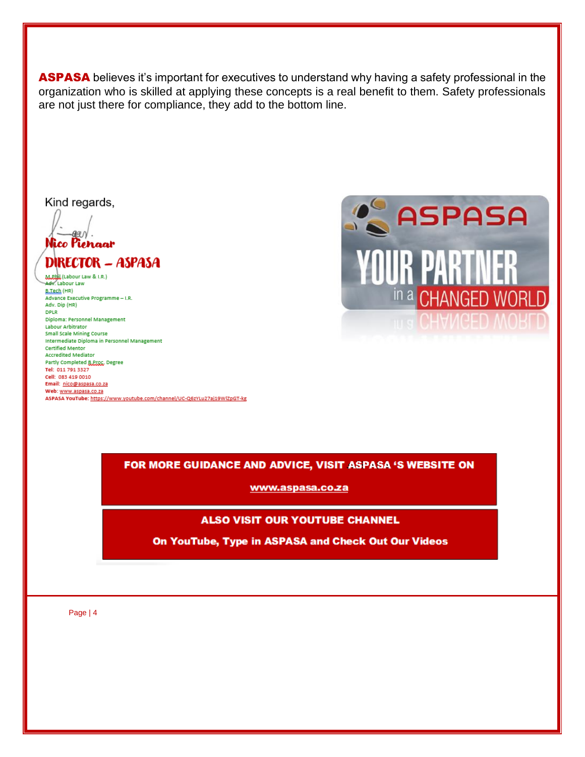**ASPASA** believes it's important for executives to understand why having a safety professional in the organization who is skilled at applying these concepts is a real benefit to them. Safety professionals are not just there for compliance, they add to the bottom line.

Kind regards,

**Nico Pienaar**

**DIRECTOR – ASPASA**

M.Phil (Labour Law & I.R.)
Adv. Labour Law
B.Tech (HR)
Advance Executive Programme – I.R.
Adv. Dip (HR)
DPLR
Diploma: Personnel Management
Labour Arbitrator
Small Scale Mining Course
Intermediate Diploma in Personnel Management
Certified Mentor
Accredited Mediator
Partly Completed B.Proc. Degree
**Tel:** 011 791 3327
**Cell:** 083 419 0010
**Email:** nico@aspasa.co.za
**Web:** www.aspasa.co.za
**ASPASA YouTube:** https://www.youtube.com/channel/UC-Q6zYLu27aj19WlZpGT-kg

ASPASA

YOUR PARTNER in a CHANGED WORLD

**FOR MORE GUIDANCE AND ADVICE, VISIT ASPASA 'S WEBSITE ON**

**www.aspasa.co.za**

**ALSO VISIT OUR YOUTUBE CHANNEL**

**On YouTube, Type in ASPASA and Check Out Our Videos**